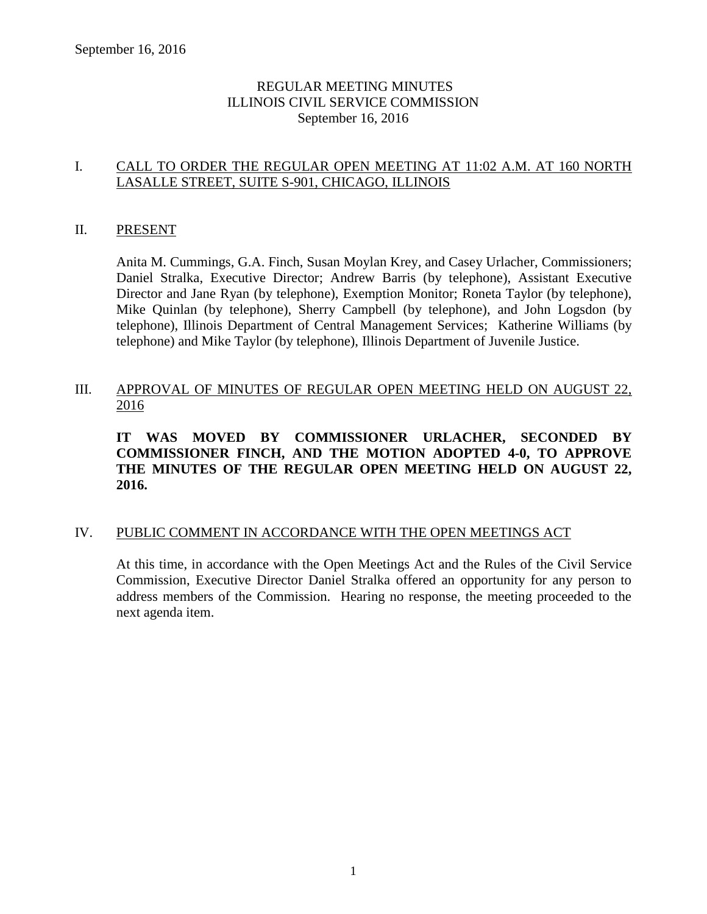September 16, 2016

# REGULAR MEETING MINUTES
# ILLINOIS CIVIL SERVICE COMMISSION
# September 16, 2016

## I. CALL TO ORDER THE REGULAR OPEN MEETING AT 11:02 A.M. AT 160 NORTH LASALLE STREET, SUITE S-901, CHICAGO, ILLINOIS

## II. PRESENT

Anita M. Cummings, G.A. Finch, Susan Moylan Krey, and Casey Urlacher, Commissioners; Daniel Stralka, Executive Director; Andrew Barris (by telephone), Assistant Executive Director and Jane Ryan (by telephone), Exemption Monitor; Roneta Taylor (by telephone), Mike Quinlan (by telephone), Sherry Campbell (by telephone), and John Logsdon (by telephone), Illinois Department of Central Management Services; Katherine Williams (by telephone) and Mike Taylor (by telephone), Illinois Department of Juvenile Justice.

## III. APPROVAL OF MINUTES OF REGULAR OPEN MEETING HELD ON AUGUST 22, 2016

**IT WAS MOVED BY COMMISSIONER URLACHER, SECONDED BY COMMISSIONER FINCH, AND THE MOTION ADOPTED 4-0, TO APPROVE THE MINUTES OF THE REGULAR OPEN MEETING HELD ON AUGUST 22, 2016.**

## IV. PUBLIC COMMENT IN ACCORDANCE WITH THE OPEN MEETINGS ACT

At this time, in accordance with the Open Meetings Act and the Rules of the Civil Service Commission, Executive Director Daniel Stralka offered an opportunity for any person to address members of the Commission. Hearing no response, the meeting proceeded to the next agenda item.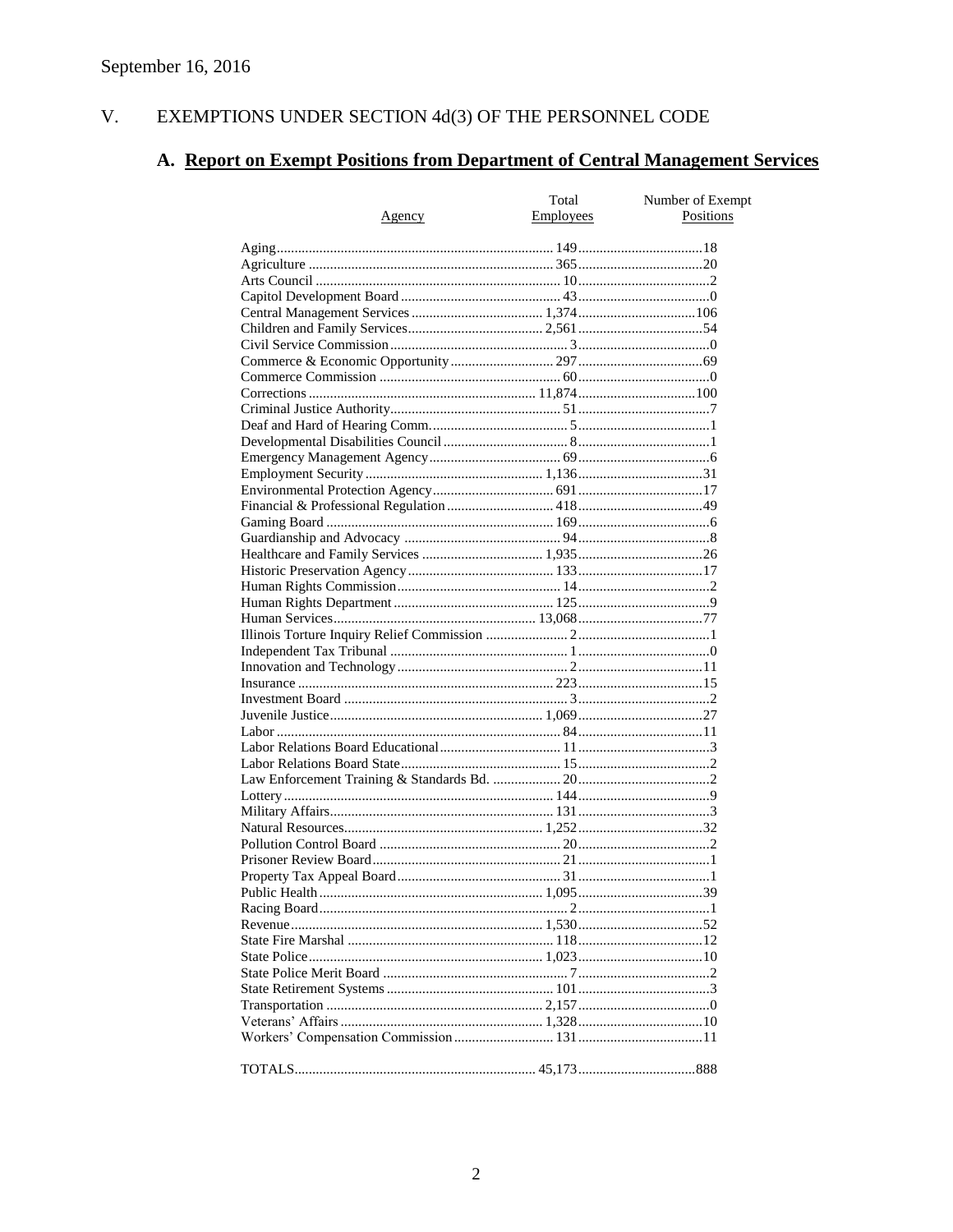September 16, 2016

## V. EXEMPTIONS UNDER SECTION 4d(3) OF THE PERSONNEL CODE

### A. Report on Exempt Positions from Department of Central Management Services

| Agency | Total Employees | Number of Exempt Positions |
|---|---|---|
| Aging | 149 | 18 |
| Agriculture | 365 | 20 |
| Arts Council | 10 | 2 |
| Capitol Development Board | 43 | 0 |
| Central Management Services | 1,374 | 106 |
| Children and Family Services | 2,561 | 54 |
| Civil Service Commission | 3 | 0 |
| Commerce & Economic Opportunity | 297 | 69 |
| Commerce Commission | 60 | 0 |
| Corrections | 11,874 | 100 |
| Criminal Justice Authority | 51 | 7 |
| Deaf and Hard of Hearing Comm. | 5 | 1 |
| Developmental Disabilities Council | 8 | 1 |
| Emergency Management Agency | 69 | 6 |
| Employment Security | 1,136 | 31 |
| Environmental Protection Agency | 691 | 17 |
| Financial & Professional Regulation | 418 | 49 |
| Gaming Board | 169 | 6 |
| Guardianship and Advocacy | 94 | 8 |
| Healthcare and Family Services | 1,935 | 26 |
| Historic Preservation Agency | 133 | 17 |
| Human Rights Commission | 14 | 2 |
| Human Rights Department | 125 | 9 |
| Human Services | 13,068 | 77 |
| Illinois Torture Inquiry Relief Commission | 2 | 1 |
| Independent Tax Tribunal | 1 | 0 |
| Innovation and Technology | 2 | 11 |
| Insurance | 223 | 15 |
| Investment Board | 3 | 2 |
| Juvenile Justice | 1,069 | 27 |
| Labor | 84 | 11 |
| Labor Relations Board Educational | 11 | 3 |
| Labor Relations Board State | 15 | 2 |
| Law Enforcement Training & Standards Bd. | 20 | 2 |
| Lottery | 144 | 9 |
| Military Affairs | 131 | 3 |
| Natural Resources | 1,252 | 32 |
| Pollution Control Board | 20 | 2 |
| Prisoner Review Board | 21 | 1 |
| Property Tax Appeal Board | 31 | 1 |
| Public Health | 1,095 | 39 |
| Racing Board | 2 | 1 |
| Revenue | 1,530 | 52 |
| State Fire Marshal | 118 | 12 |
| State Police | 1,023 | 10 |
| State Police Merit Board | 7 | 2 |
| State Retirement Systems | 101 | 3 |
| Transportation | 2,157 | 0 |
| Veterans' Affairs | 1,328 | 10 |
| Workers' Compensation Commission | 131 | 11 |
| TOTALS | 45,173 | 888 |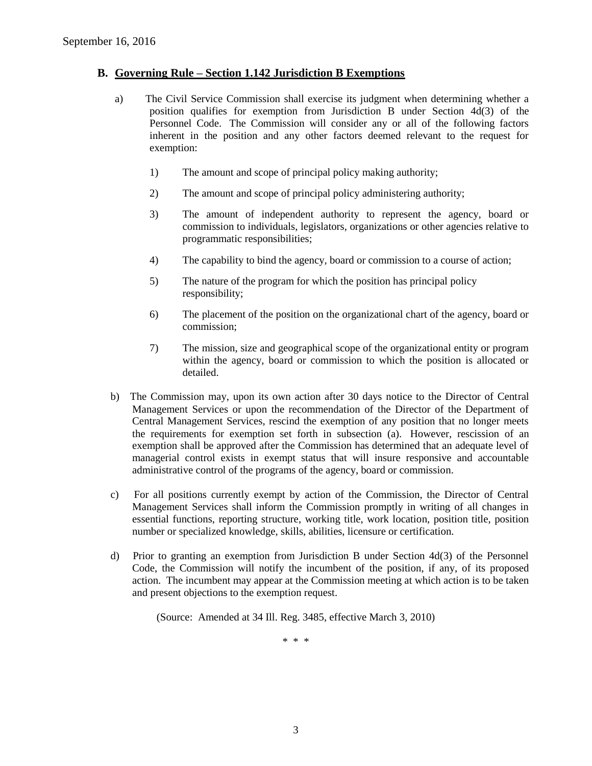## B. Governing Rule – Section 1.142 Jurisdiction B Exemptions

a) The Civil Service Commission shall exercise its judgment when determining whether a position qualifies for exemption from Jurisdiction B under Section 4d(3) of the Personnel Code. The Commission will consider any or all of the following factors inherent in the position and any other factors deemed relevant to the request for exemption:

1) The amount and scope of principal policy making authority;

2) The amount and scope of principal policy administering authority;

3) The amount of independent authority to represent the agency, board or commission to individuals, legislators, organizations or other agencies relative to programmatic responsibilities;

4) The capability to bind the agency, board or commission to a course of action;

5) The nature of the program for which the position has principal policy responsibility;

6) The placement of the position on the organizational chart of the agency, board or commission;

7) The mission, size and geographical scope of the organizational entity or program within the agency, board or commission to which the position is allocated or detailed.

b) The Commission may, upon its own action after 30 days notice to the Director of Central Management Services or upon the recommendation of the Director of the Department of Central Management Services, rescind the exemption of any position that no longer meets the requirements for exemption set forth in subsection (a). However, rescission of an exemption shall be approved after the Commission has determined that an adequate level of managerial control exists in exempt status that will insure responsive and accountable administrative control of the programs of the agency, board or commission.

c) For all positions currently exempt by action of the Commission, the Director of Central Management Services shall inform the Commission promptly in writing of all changes in essential functions, reporting structure, working title, work location, position title, position number or specialized knowledge, skills, abilities, licensure or certification.

d) Prior to granting an exemption from Jurisdiction B under Section 4d(3) of the Personnel Code, the Commission will notify the incumbent of the position, if any, of its proposed action. The incumbent may appear at the Commission meeting at which action is to be taken and present objections to the exemption request.

(Source: Amended at 34 Ill. Reg. 3485, effective March 3, 2010)

\* \* \*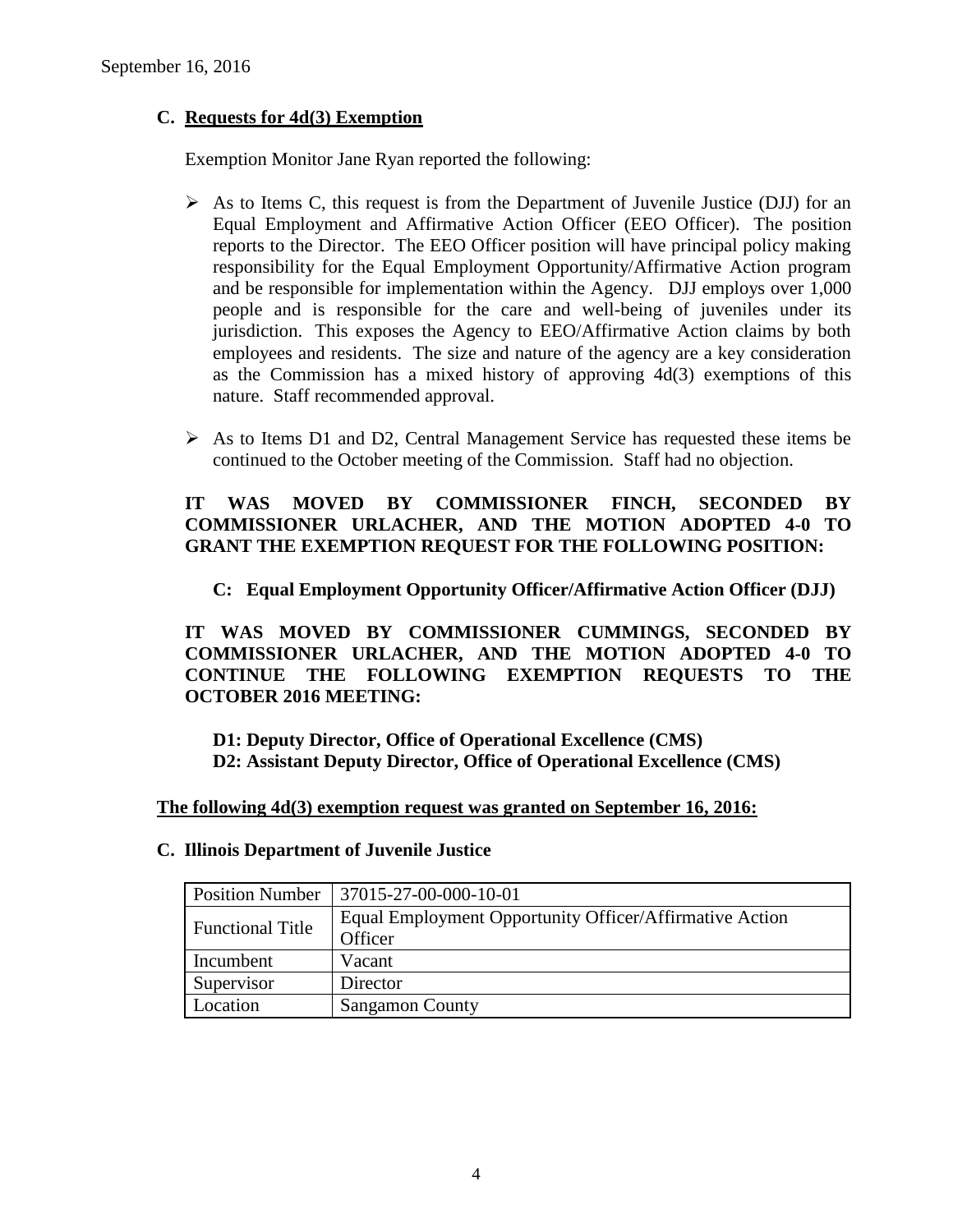### C. Requests for 4d(3) Exemption

Exemption Monitor Jane Ryan reported the following:

- As to Items C, this request is from the Department of Juvenile Justice (DJJ) for an Equal Employment and Affirmative Action Officer (EEO Officer). The position reports to the Director. The EEO Officer position will have principal policy making responsibility for the Equal Employment Opportunity/Affirmative Action program and be responsible for implementation within the Agency. DJJ employs over 1,000 people and is responsible for the care and well-being of juveniles under its jurisdiction. This exposes the Agency to EEO/Affirmative Action claims by both employees and residents. The size and nature of the agency are a key consideration as the Commission has a mixed history of approving 4d(3) exemptions of this nature. Staff recommended approval.

- As to Items D1 and D2, Central Management Service has requested these items be continued to the October meeting of the Commission. Staff had no objection.

**IT WAS MOVED BY COMMISSIONER FINCH, SECONDED BY COMMISSIONER URLACHER, AND THE MOTION ADOPTED 4-0 TO GRANT THE EXEMPTION REQUEST FOR THE FOLLOWING POSITION:**

**C: Equal Employment Opportunity Officer/Affirmative Action Officer (DJJ)**

**IT WAS MOVED BY COMMISSIONER CUMMINGS, SECONDED BY COMMISSIONER URLACHER, AND THE MOTION ADOPTED 4-0 TO CONTINUE THE FOLLOWING EXEMPTION REQUESTS TO THE OCTOBER 2016 MEETING:**

**D1: Deputy Director, Office of Operational Excellence (CMS)**
**D2: Assistant Deputy Director, Office of Operational Excellence (CMS)**

**The following 4d(3) exemption request was granted on September 16, 2016:**

**C. Illinois Department of Juvenile Justice**

| Position Number | 37015-27-00-000-10-01 |
|---|---|
| Functional Title | Equal Employment Opportunity Officer/Affirmative Action Officer |
| Incumbent | Vacant |
| Supervisor | Director |
| Location | Sangamon County |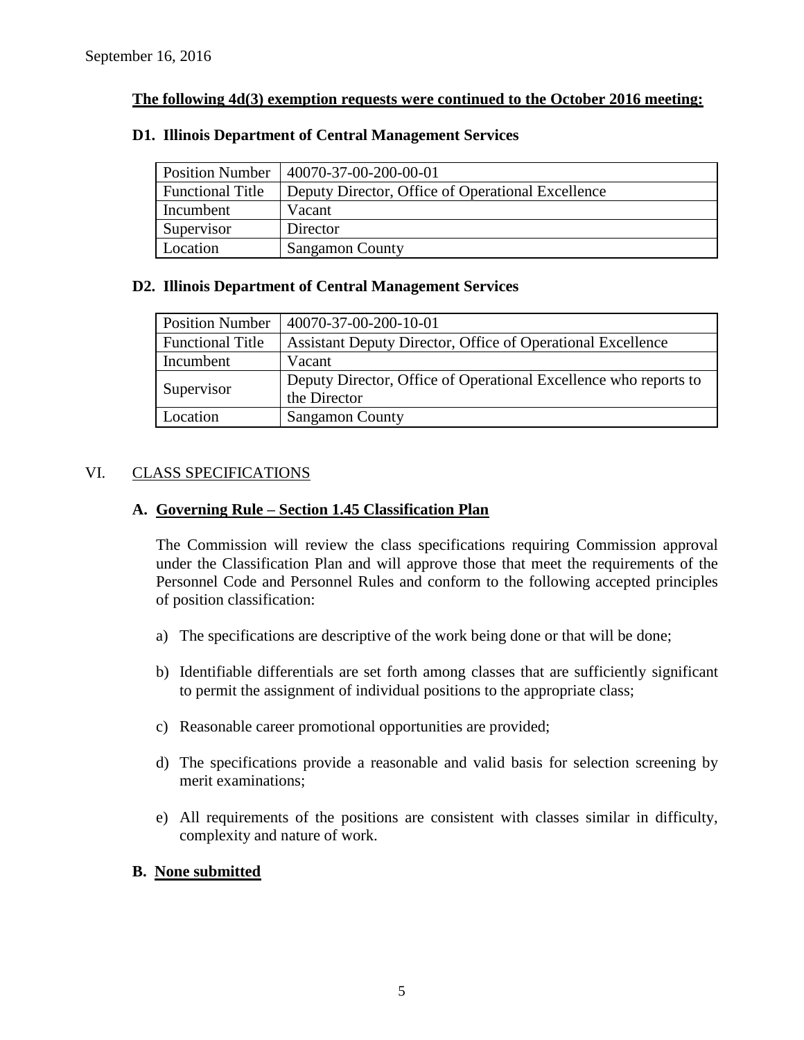September 16, 2016

**The following 4d(3) exemption requests were continued to the October 2016 meeting:**

**D1. Illinois Department of Central Management Services**

| Position Number | 40070-37-00-200-00-01 |
|---|---|
| Functional Title | Deputy Director, Office of Operational Excellence |
| Incumbent | Vacant |
| Supervisor | Director |
| Location | Sangamon County |

**D2. Illinois Department of Central Management Services**

| Position Number | 40070-37-00-200-10-01 |
|---|---|
| Functional Title | Assistant Deputy Director, Office of Operational Excellence |
| Incumbent | Vacant |
| Supervisor | Deputy Director, Office of Operational Excellence who reports to the Director |
| Location | Sangamon County |

## VI. CLASS SPECIFICATIONS

### A. Governing Rule – Section 1.45 Classification Plan

The Commission will review the class specifications requiring Commission approval under the Classification Plan and will approve those that meet the requirements of the Personnel Code and Personnel Rules and conform to the following accepted principles of position classification:

a) The specifications are descriptive of the work being done or that will be done;

b) Identifiable differentials are set forth among classes that are sufficiently significant to permit the assignment of individual positions to the appropriate class;

c) Reasonable career promotional opportunities are provided;

d) The specifications provide a reasonable and valid basis for selection screening by merit examinations;

e) All requirements of the positions are consistent with classes similar in difficulty, complexity and nature of work.

### B. None submitted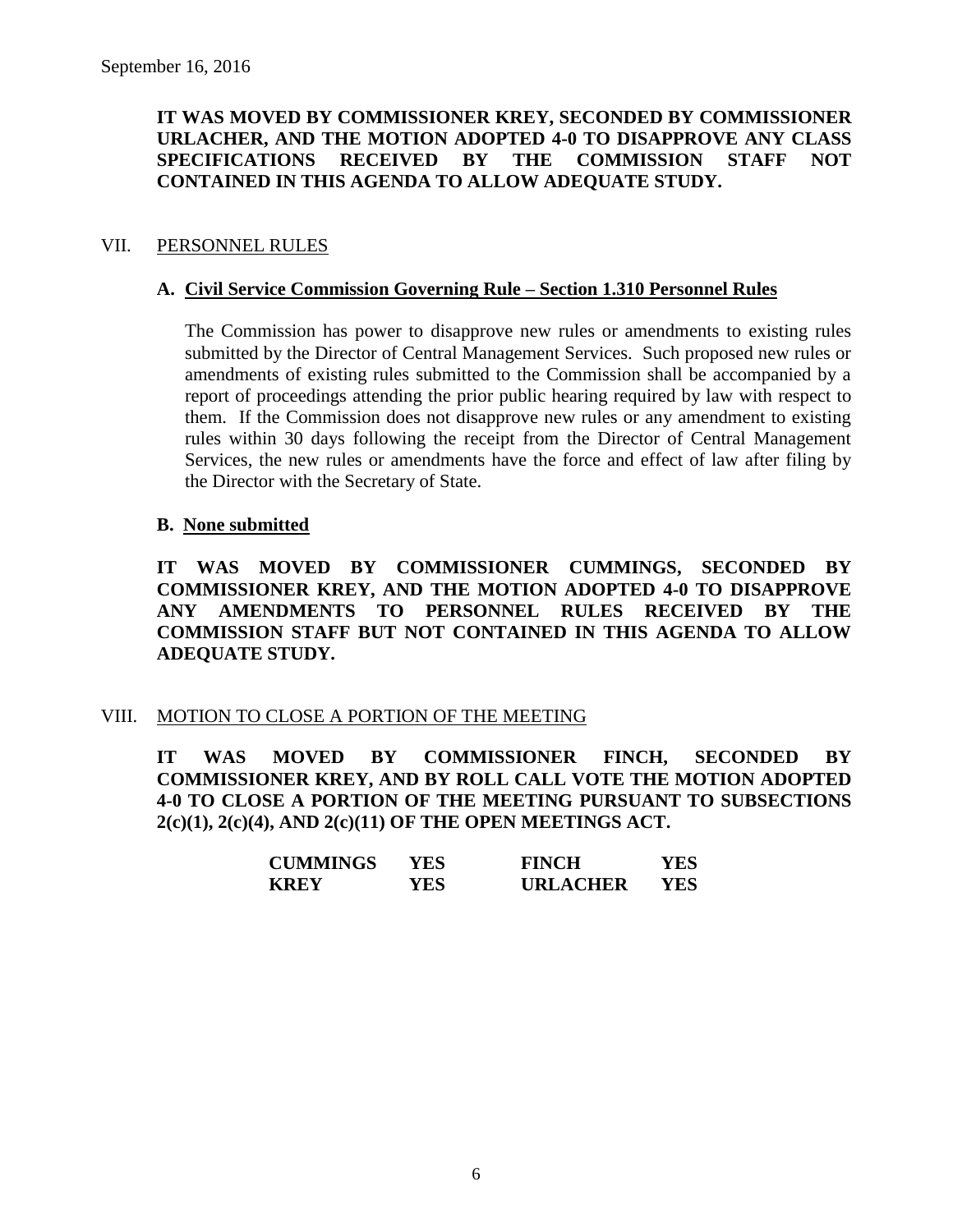September 16, 2016

**IT WAS MOVED BY COMMISSIONER KREY, SECONDED BY COMMISSIONER URLACHER, AND THE MOTION ADOPTED 4-0 TO DISAPPROVE ANY CLASS SPECIFICATIONS RECEIVED BY THE COMMISSION STAFF NOT CONTAINED IN THIS AGENDA TO ALLOW ADEQUATE STUDY.**

## VII. PERSONNEL RULES

### A. Civil Service Commission Governing Rule – Section 1.310 Personnel Rules

The Commission has power to disapprove new rules or amendments to existing rules submitted by the Director of Central Management Services. Such proposed new rules or amendments of existing rules submitted to the Commission shall be accompanied by a report of proceedings attending the prior public hearing required by law with respect to them. If the Commission does not disapprove new rules or any amendment to existing rules within 30 days following the receipt from the Director of Central Management Services, the new rules or amendments have the force and effect of law after filing by the Director with the Secretary of State.

### B. None submitted

**IT WAS MOVED BY COMMISSIONER CUMMINGS, SECONDED BY COMMISSIONER KREY, AND THE MOTION ADOPTED 4-0 TO DISAPPROVE ANY AMENDMENTS TO PERSONNEL RULES RECEIVED BY THE COMMISSION STAFF BUT NOT CONTAINED IN THIS AGENDA TO ALLOW ADEQUATE STUDY.**

## VIII. MOTION TO CLOSE A PORTION OF THE MEETING

**IT WAS MOVED BY COMMISSIONER FINCH, SECONDED BY COMMISSIONER KREY, AND BY ROLL CALL VOTE THE MOTION ADOPTED 4-0 TO CLOSE A PORTION OF THE MEETING PURSUANT TO SUBSECTIONS 2(c)(1), 2(c)(4), AND 2(c)(11) OF THE OPEN MEETINGS ACT.**

| | | | |
|---|---|---|---|
| **CUMMINGS** | **YES** | **FINCH** | **YES** |
| **KREY** | **YES** | **URLACHER** | **YES** |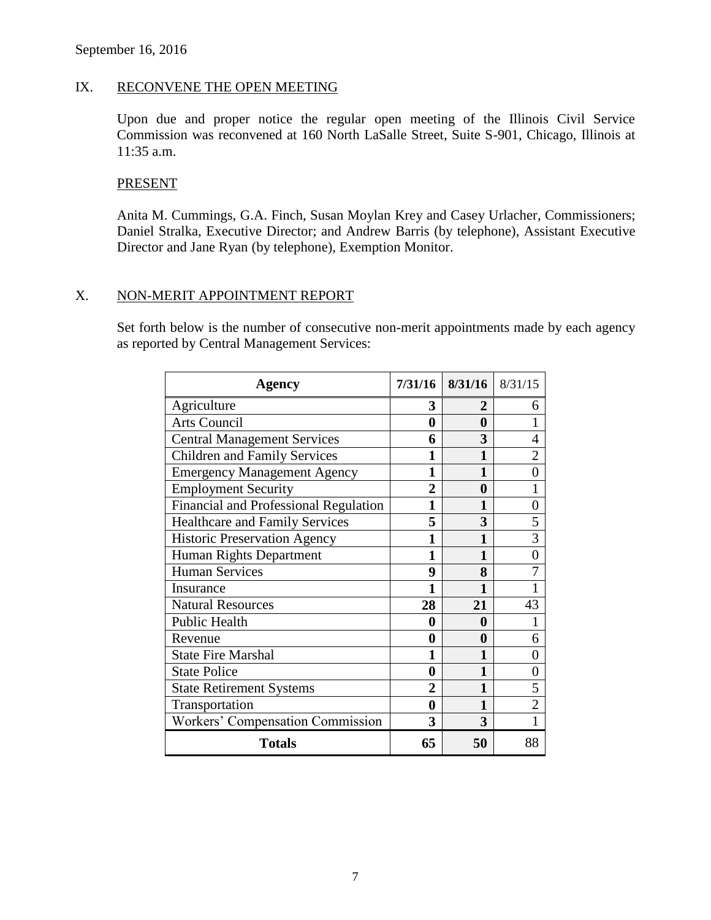September 16, 2016

## IX. RECONVENE THE OPEN MEETING

Upon due and proper notice the regular open meeting of the Illinois Civil Service Commission was reconvened at 160 North LaSalle Street, Suite S-901, Chicago, Illinois at 11:35 a.m.

### PRESENT

Anita M. Cummings, G.A. Finch, Susan Moylan Krey and Casey Urlacher, Commissioners; Daniel Stralka, Executive Director; and Andrew Barris (by telephone), Assistant Executive Director and Jane Ryan (by telephone), Exemption Monitor.

## X. NON-MERIT APPOINTMENT REPORT

Set forth below is the number of consecutive non-merit appointments made by each agency as reported by Central Management Services:

| **Agency** | **7/31/16** | **8/31/16** | 8/31/15 |
|---|---|---|---|
| Agriculture | **3** | **2** | 6 |
| Arts Council | **0** | **0** | 1 |
| Central Management Services | **6** | **3** | 4 |
| Children and Family Services | **1** | **1** | 2 |
| Emergency Management Agency | **1** | **1** | 0 |
| Employment Security | **2** | **0** | 1 |
| Financial and Professional Regulation | **1** | **1** | 0 |
| Healthcare and Family Services | **5** | **3** | 5 |
| Historic Preservation Agency | **1** | **1** | 3 |
| Human Rights Department | **1** | **1** | 0 |
| Human Services | **9** | **8** | 7 |
| Insurance | **1** | **1** | 1 |
| Natural Resources | **28** | **21** | 43 |
| Public Health | **0** | **0** | 1 |
| Revenue | **0** | **0** | 6 |
| State Fire Marshal | **1** | **1** | 0 |
| State Police | **0** | **1** | 0 |
| State Retirement Systems | **2** | **1** | 5 |
| Transportation | **0** | **1** | 2 |
| Workers' Compensation Commission | **3** | **3** | 1 |
| **Totals** | **65** | **50** | 88 |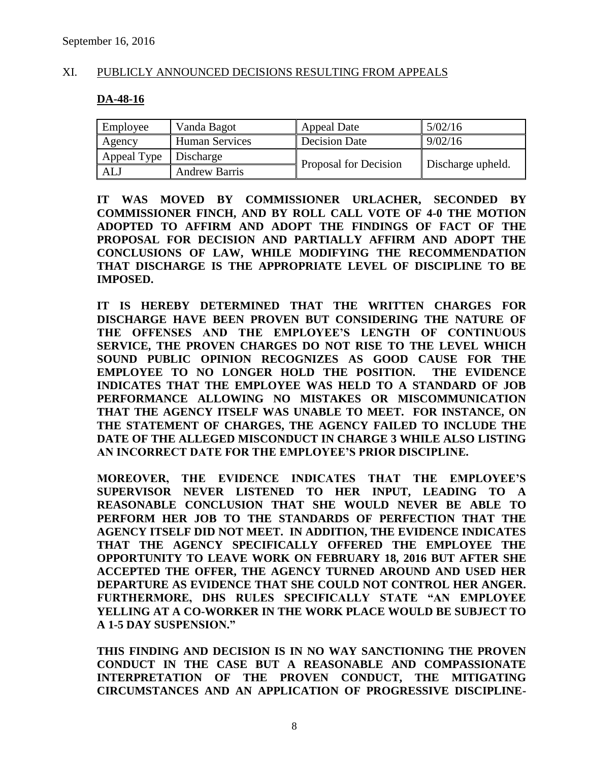September 16, 2016

## XI. PUBLICLY ANNOUNCED DECISIONS RESULTING FROM APPEALS

### DA-48-16

| Employee | Vanda Bagot | Appeal Date | 5/02/16 |
|---|---|---|---|
| Agency | Human Services | Decision Date | 9/02/16 |
| Appeal Type | Discharge | Proposal for Decision | Discharge upheld. |
| ALJ | Andrew Barris | | |

**IT WAS MOVED BY COMMISSIONER URLACHER, SECONDED BY COMMISSIONER FINCH, AND BY ROLL CALL VOTE OF 4-0 THE MOTION ADOPTED TO AFFIRM AND ADOPT THE FINDINGS OF FACT OF THE PROPOSAL FOR DECISION AND PARTIALLY AFFIRM AND ADOPT THE CONCLUSIONS OF LAW, WHILE MODIFYING THE RECOMMENDATION THAT DISCHARGE IS THE APPROPRIATE LEVEL OF DISCIPLINE TO BE IMPOSED.**

**IT IS HEREBY DETERMINED THAT THE WRITTEN CHARGES FOR DISCHARGE HAVE BEEN PROVEN BUT CONSIDERING THE NATURE OF THE OFFENSES AND THE EMPLOYEE'S LENGTH OF CONTINUOUS SERVICE, THE PROVEN CHARGES DO NOT RISE TO THE LEVEL WHICH SOUND PUBLIC OPINION RECOGNIZES AS GOOD CAUSE FOR THE EMPLOYEE TO NO LONGER HOLD THE POSITION. THE EVIDENCE INDICATES THAT THE EMPLOYEE WAS HELD TO A STANDARD OF JOB PERFORMANCE ALLOWING NO MISTAKES OR MISCOMMUNICATION THAT THE AGENCY ITSELF WAS UNABLE TO MEET. FOR INSTANCE, ON THE STATEMENT OF CHARGES, THE AGENCY FAILED TO INCLUDE THE DATE OF THE ALLEGED MISCONDUCT IN CHARGE 3 WHILE ALSO LISTING AN INCORRECT DATE FOR THE EMPLOYEE'S PRIOR DISCIPLINE.**

**MOREOVER, THE EVIDENCE INDICATES THAT THE EMPLOYEE'S SUPERVISOR NEVER LISTENED TO HER INPUT, LEADING TO A REASONABLE CONCLUSION THAT SHE WOULD NEVER BE ABLE TO PERFORM HER JOB TO THE STANDARDS OF PERFECTION THAT THE AGENCY ITSELF DID NOT MEET. IN ADDITION, THE EVIDENCE INDICATES THAT THE AGENCY SPECIFICALLY OFFERED THE EMPLOYEE THE OPPORTUNITY TO LEAVE WORK ON FEBRUARY 18, 2016 BUT AFTER SHE ACCEPTED THE OFFER, THE AGENCY TURNED AROUND AND USED HER DEPARTURE AS EVIDENCE THAT SHE COULD NOT CONTROL HER ANGER. FURTHERMORE, DHS RULES SPECIFICALLY STATE "AN EMPLOYEE YELLING AT A CO-WORKER IN THE WORK PLACE WOULD BE SUBJECT TO A 1-5 DAY SUSPENSION."**

**THIS FINDING AND DECISION IS IN NO WAY SANCTIONING THE PROVEN CONDUCT IN THE CASE BUT A REASONABLE AND COMPASSIONATE INTERPRETATION OF THE PROVEN CONDUCT, THE MITIGATING CIRCUMSTANCES AND AN APPLICATION OF PROGRESSIVE DISCIPLINE-**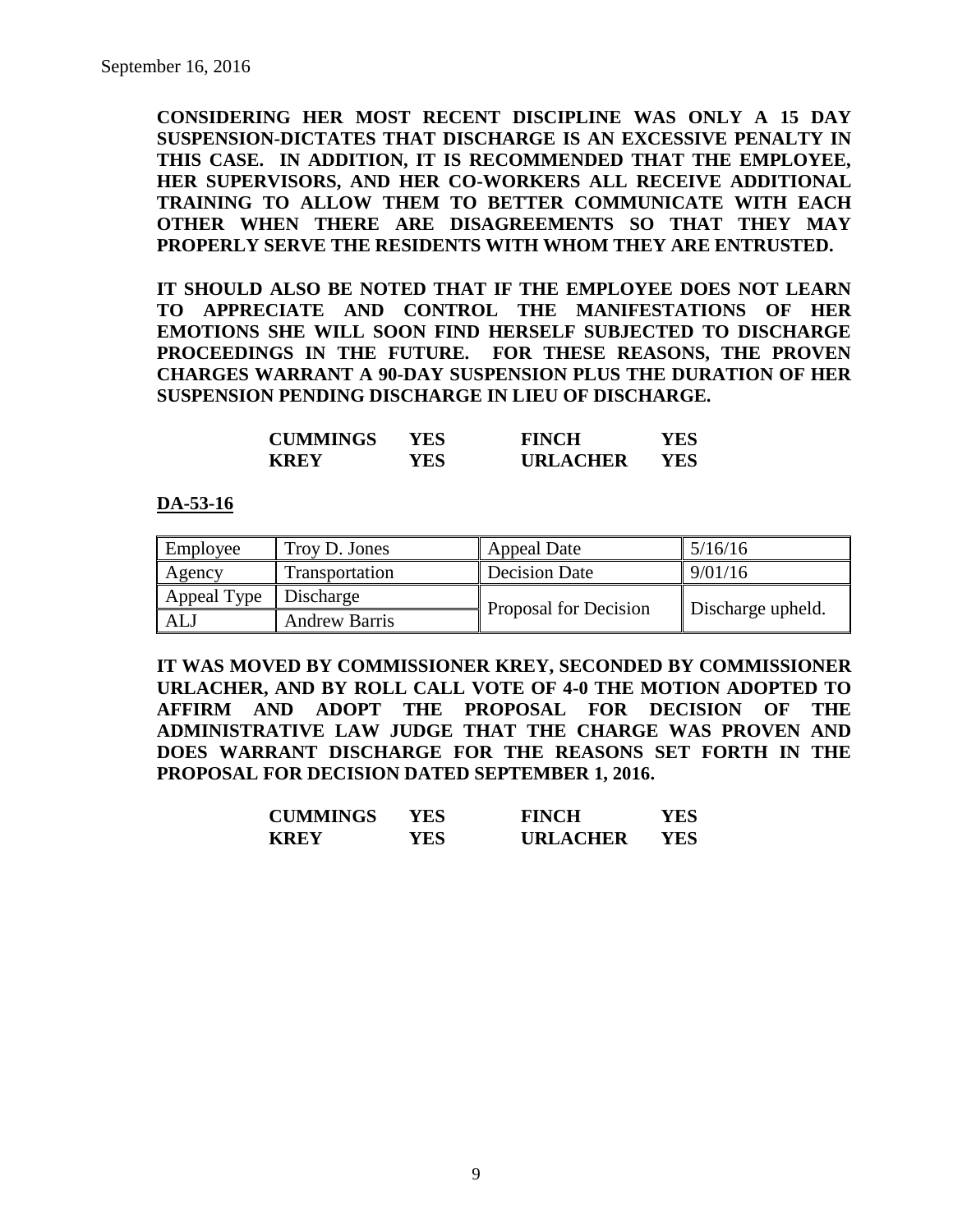September 16, 2016

**CONSIDERING HER MOST RECENT DISCIPLINE WAS ONLY A 15 DAY SUSPENSION-DICTATES THAT DISCHARGE IS AN EXCESSIVE PENALTY IN THIS CASE. IN ADDITION, IT IS RECOMMENDED THAT THE EMPLOYEE, HER SUPERVISORS, AND HER CO-WORKERS ALL RECEIVE ADDITIONAL TRAINING TO ALLOW THEM TO BETTER COMMUNICATE WITH EACH OTHER WHEN THERE ARE DISAGREEMENTS SO THAT THEY MAY PROPERLY SERVE THE RESIDENTS WITH WHOM THEY ARE ENTRUSTED.**

**IT SHOULD ALSO BE NOTED THAT IF THE EMPLOYEE DOES NOT LEARN TO APPRECIATE AND CONTROL THE MANIFESTATIONS OF HER EMOTIONS SHE WILL SOON FIND HERSELF SUBJECTED TO DISCHARGE PROCEEDINGS IN THE FUTURE. FOR THESE REASONS, THE PROVEN CHARGES WARRANT A 90-DAY SUSPENSION PLUS THE DURATION OF HER SUSPENSION PENDING DISCHARGE IN LIEU OF DISCHARGE.**

| | | | |
|---|---|---|---|
| **CUMMINGS** | **YES** | **FINCH** | **YES** |
| **KREY** | **YES** | **URLACHER** | **YES** |

## DA-53-16

| Employee | Troy D. Jones | Appeal Date | 5/16/16 |
|---|---|---|---|
| Agency | Transportation | Decision Date | 9/01/16 |
| Appeal Type | Discharge | Proposal for Decision | Discharge upheld. |
| ALJ | Andrew Barris | | |

**IT WAS MOVED BY COMMISSIONER KREY, SECONDED BY COMMISSIONER URLACHER, AND BY ROLL CALL VOTE OF 4-0 THE MOTION ADOPTED TO AFFIRM AND ADOPT THE PROPOSAL FOR DECISION OF THE ADMINISTRATIVE LAW JUDGE THAT THE CHARGE WAS PROVEN AND DOES WARRANT DISCHARGE FOR THE REASONS SET FORTH IN THE PROPOSAL FOR DECISION DATED SEPTEMBER 1, 2016.**

| | | | |
|---|---|---|---|
| **CUMMINGS** | **YES** | **FINCH** | **YES** |
| **KREY** | **YES** | **URLACHER** | **YES** |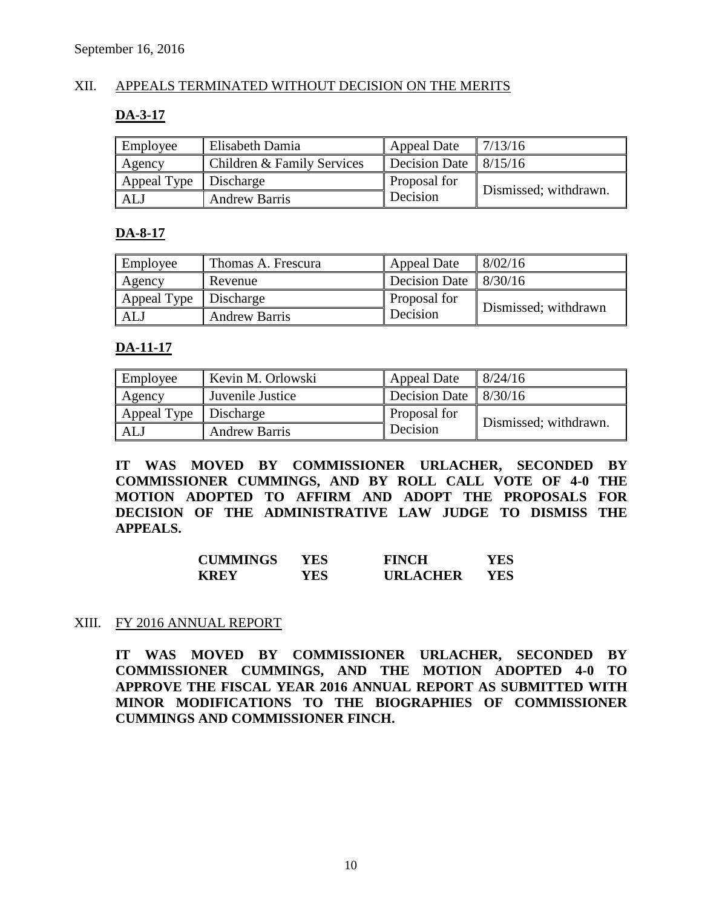September 16, 2016

## XII. APPEALS TERMINATED WITHOUT DECISION ON THE MERITS

### DA-3-17

| Employee | Elisabeth Damia | Appeal Date | 7/13/16 |
|---|---|---|---|
| Agency | Children & Family Services | Decision Date | 8/15/16 |
| Appeal Type | Discharge | Proposal for Decision | Dismissed; withdrawn. |
| ALJ | Andrew Barris | | |

### DA-8-17

| Employee | Thomas A. Frescura | Appeal Date | 8/02/16 |
|---|---|---|---|
| Agency | Revenue | Decision Date | 8/30/16 |
| Appeal Type | Discharge | Proposal for Decision | Dismissed; withdrawn |
| ALJ | Andrew Barris | | |

### DA-11-17

| Employee | Kevin M. Orlowski | Appeal Date | 8/24/16 |
|---|---|---|---|
| Agency | Juvenile Justice | Decision Date | 8/30/16 |
| Appeal Type | Discharge | Proposal for Decision | Dismissed; withdrawn. |
| ALJ | Andrew Barris | | |

**IT WAS MOVED BY COMMISSIONER URLACHER, SECONDED BY COMMISSIONER CUMMINGS, AND BY ROLL CALL VOTE OF 4-0 THE MOTION ADOPTED TO AFFIRM AND ADOPT THE PROPOSALS FOR DECISION OF THE ADMINISTRATIVE LAW JUDGE TO DISMISS THE APPEALS.**

| | | | |
|---|---|---|---|
| **CUMMINGS** | **YES** | **FINCH** | **YES** |
| **KREY** | **YES** | **URLACHER** | **YES** |

## XIII. FY 2016 ANNUAL REPORT

**IT WAS MOVED BY COMMISSIONER URLACHER, SECONDED BY COMMISSIONER CUMMINGS, AND THE MOTION ADOPTED 4-0 TO APPROVE THE FISCAL YEAR 2016 ANNUAL REPORT AS SUBMITTED WITH MINOR MODIFICATIONS TO THE BIOGRAPHIES OF COMMISSIONER CUMMINGS AND COMMISSIONER FINCH.**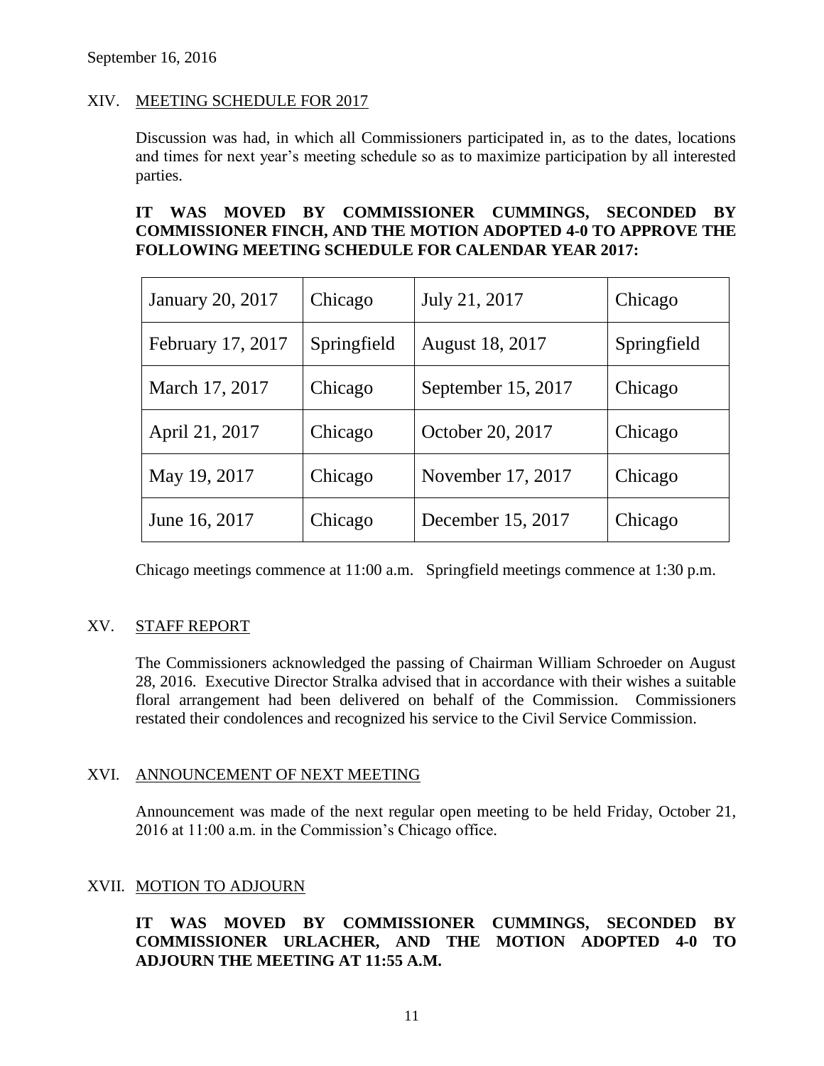September 16, 2016

## XIV. MEETING SCHEDULE FOR 2017

Discussion was had, in which all Commissioners participated in, as to the dates, locations and times for next year's meeting schedule so as to maximize participation by all interested parties.

**IT WAS MOVED BY COMMISSIONER CUMMINGS, SECONDED BY COMMISSIONER FINCH, AND THE MOTION ADOPTED 4-0 TO APPROVE THE FOLLOWING MEETING SCHEDULE FOR CALENDAR YEAR 2017:**

| | | | |
|---|---|---|---|
| January 20, 2017 | Chicago | July 21, 2017 | Chicago |
| February 17, 2017 | Springfield | August 18, 2017 | Springfield |
| March 17, 2017 | Chicago | September 15, 2017 | Chicago |
| April 21, 2017 | Chicago | October 20, 2017 | Chicago |
| May 19, 2017 | Chicago | November 17, 2017 | Chicago |
| June 16, 2017 | Chicago | December 15, 2017 | Chicago |

Chicago meetings commence at 11:00 a.m. Springfield meetings commence at 1:30 p.m.

## XV. STAFF REPORT

The Commissioners acknowledged the passing of Chairman William Schroeder on August 28, 2016. Executive Director Stralka advised that in accordance with their wishes a suitable floral arrangement had been delivered on behalf of the Commission. Commissioners restated their condolences and recognized his service to the Civil Service Commission.

## XVI. ANNOUNCEMENT OF NEXT MEETING

Announcement was made of the next regular open meeting to be held Friday, October 21, 2016 at 11:00 a.m. in the Commission's Chicago office.

## XVII. MOTION TO ADJOURN

**IT WAS MOVED BY COMMISSIONER CUMMINGS, SECONDED BY COMMISSIONER URLACHER, AND THE MOTION ADOPTED 4-0 TO ADJOURN THE MEETING AT 11:55 A.M.**